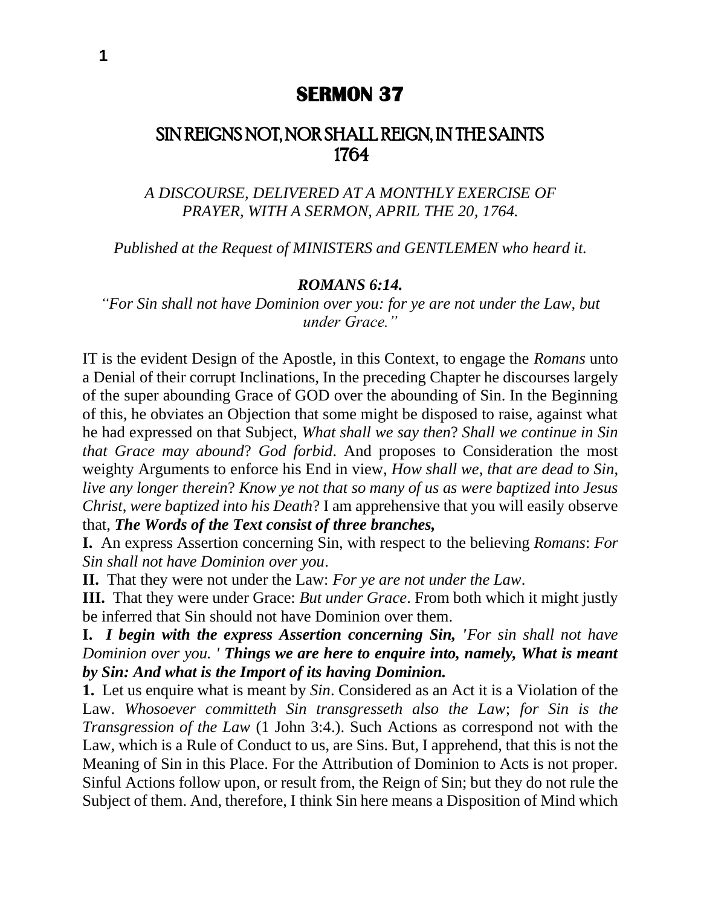# SERMON 37

## SIN REIGNS NOT, NOR SHALL REIGN, IN THE SAINTS 1764

*A DISCOURSE, DELIVERED AT A MONTHLY EXERCISE OF PRAYER, WITH A SERMON, APRIL THE 20, 1764.*

*Published at the Request of MINISTERS and GENTLEMEN who heard it.*

***ROMANS 6:14.***

*"For Sin shall not have Dominion over you: for ye are not under the Law, but under Grace."*

IT is the evident Design of the Apostle, in this Context, to engage the *Romans* unto a Denial of their corrupt Inclinations, In the preceding Chapter he discourses largely of the super abounding Grace of GOD over the abounding of Sin. In the Beginning of this, he obviates an Objection that some might be disposed to raise, against what he had expressed on that Subject, *What shall we say then*? *Shall we continue in Sin that Grace may abound*? *God forbid*. And proposes to Consideration the most weighty Arguments to enforce his End in view, *How shall we*, *that are dead to Sin*, *live any longer therein*? *Know ye not that so many of us as were baptized into Jesus Christ*, *were baptized into his Death*? I am apprehensive that you will easily observe that, ***The Words of the Text consist of three branches,***

**I.** An express Assertion concerning Sin, with respect to the believing *Romans*: *For Sin shall not have Dominion over you*.

**II.** That they were not under the Law: *For ye are not under the Law*.

**III.** That they were under Grace: *But under Grace*. From both which it might justly be inferred that Sin should not have Dominion over them.

**I.** ***I begin with the express Assertion concerning Sin,*** *'For sin shall not have Dominion over you. '* ***Things we are here to enquire into, namely, What is meant by Sin: And what is the Import of its having Dominion.***

**1.** Let us enquire what is meant by *Sin*. Considered as an Act it is a Violation of the Law. *Whosoever committeth Sin transgresseth also the Law*; *for Sin is the Transgression of the Law* (1 John 3:4.). Such Actions as correspond not with the Law, which is a Rule of Conduct to us, are Sins. But, I apprehend, that this is not the Meaning of Sin in this Place. For the Attribution of Dominion to Acts is not proper. Sinful Actions follow upon, or result from, the Reign of Sin; but they do not rule the Subject of them. And, therefore, I think Sin here means a Disposition of Mind which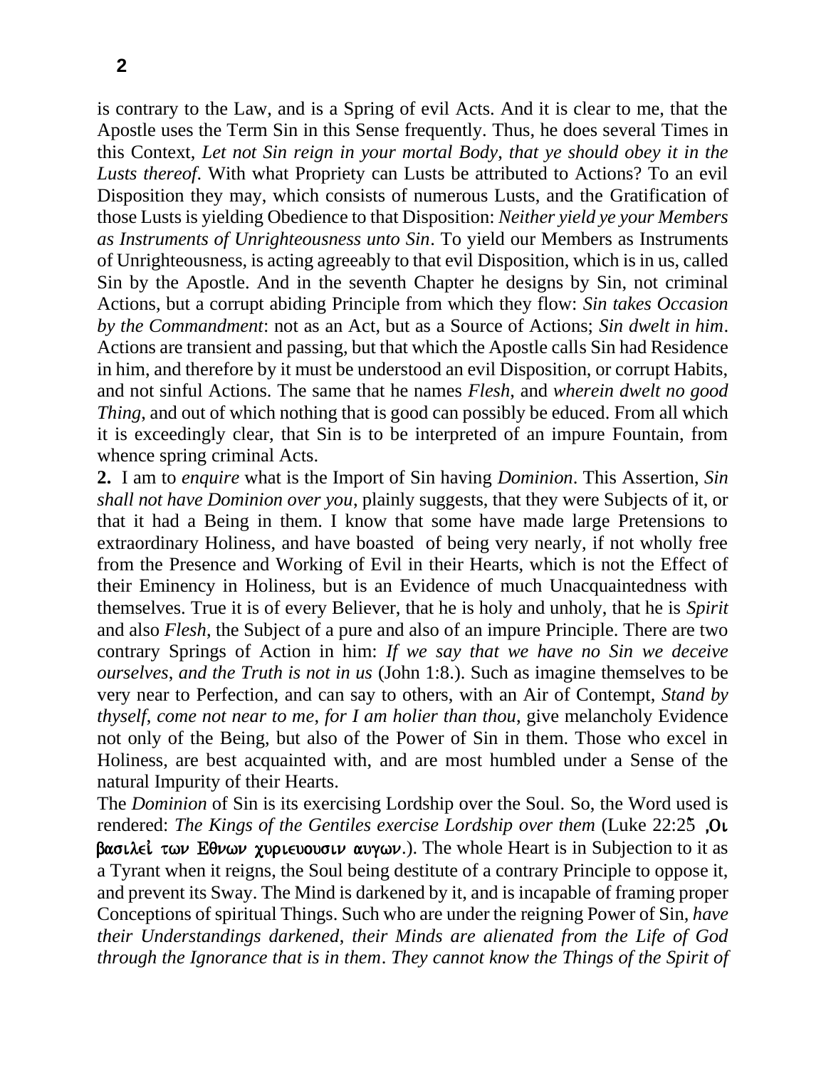is contrary to the Law, and is a Spring of evil Acts. And it is clear to me, that the Apostle uses the Term Sin in this Sense frequently. Thus, he does several Times in this Context, *Let not Sin reign in your mortal Body, that ye should obey it in the Lusts thereof*. With what Propriety can Lusts be attributed to Actions? To an evil Disposition they may, which consists of numerous Lusts, and the Gratification of those Lusts is yielding Obedience to that Disposition: *Neither yield ye your Members as Instruments of Unrighteousness unto Sin*. To yield our Members as Instruments of Unrighteousness, is acting agreeably to that evil Disposition, which is in us, called Sin by the Apostle. And in the seventh Chapter he designs by Sin, not criminal Actions, but a corrupt abiding Principle from which they flow: *Sin takes Occasion by the Commandment*: not as an Act, but as a Source of Actions; *Sin dwelt in him*. Actions are transient and passing, but that which the Apostle calls Sin had Residence in him, and therefore by it must be understood an evil Disposition, or corrupt Habits, and not sinful Actions. The same that he names *Flesh*, and *wherein dwelt no good Thing*, and out of which nothing that is good can possibly be educed. From all which it is exceedingly clear, that Sin is to be interpreted of an impure Fountain, from whence spring criminal Acts.

**2.** I am to *enquire* what is the Import of Sin having *Dominion*. This Assertion, *Sin shall not have Dominion over you*, plainly suggests, that they were Subjects of it, or that it had a Being in them. I know that some have made large Pretensions to extraordinary Holiness, and have boasted of being very nearly, if not wholly free from the Presence and Working of Evil in their Hearts, which is not the Effect of their Eminency in Holiness, but is an Evidence of much Unacquaintedness with themselves. True it is of every Believer, that he is holy and unholy, that he is *Spirit* and also *Flesh*, the Subject of a pure and also of an impure Principle. There are two contrary Springs of Action in him: *If we say that we have no Sin we deceive ourselves, and the Truth is not in us* (John 1:8.). Such as imagine themselves to be very near to Perfection, and can say to others, with an Air of Contempt, *Stand by thyself, come not near to me, for I am holier than thou*, give melancholy Evidence not only of the Being, but also of the Power of Sin in them. Those who excel in Holiness, are best acquainted with, and are most humbled under a Sense of the natural Impurity of their Hearts.

The *Dominion* of Sin is its exercising Lordship over the Soul. So, the Word used is rendered: *The Kings of the Gentiles exercise Lordship over them* (Luke 22:25 ,Οι βασιλεὶ των Εθνων χυριευουσιν αυγων.). The whole Heart is in Subjection to it as a Tyrant when it reigns, the Soul being destitute of a contrary Principle to oppose it, and prevent its Sway. The Mind is darkened by it, and is incapable of framing proper Conceptions of spiritual Things. Such who are under the reigning Power of Sin, *have their Understandings darkened, their Minds are alienated from the Life of God through the Ignorance that is in them*. *They cannot know the Things of the Spirit of*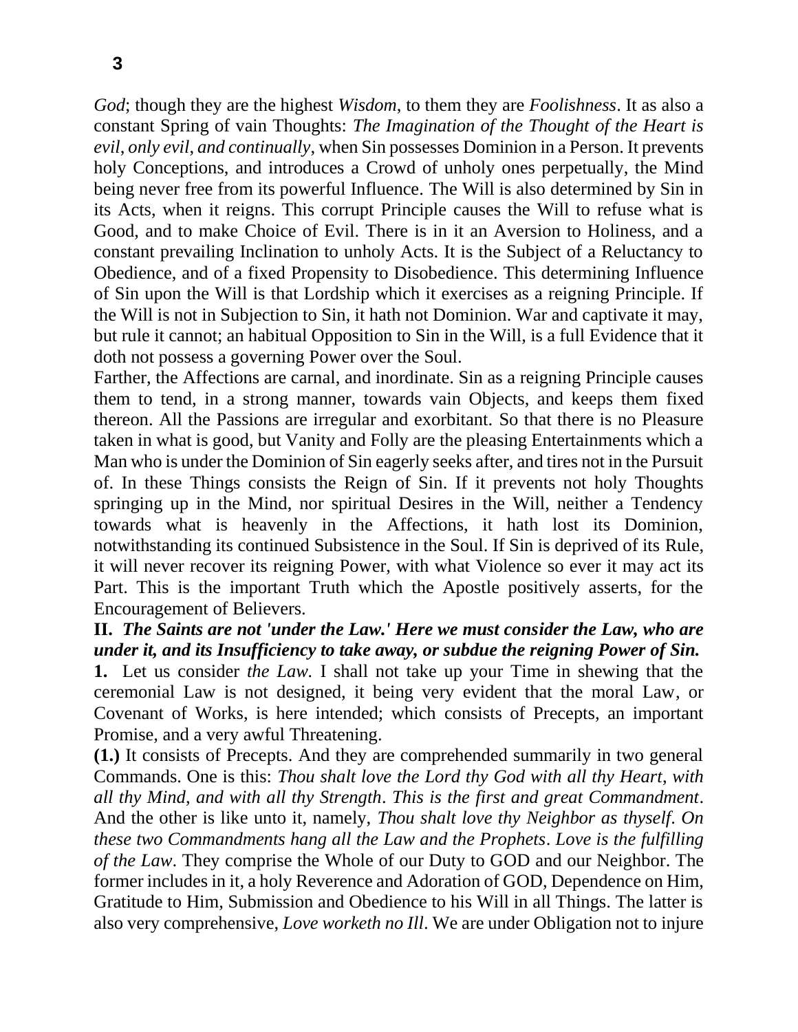*God*; though they are the highest *Wisdom*, to them they are *Foolishness*. It as also a constant Spring of vain Thoughts: *The Imagination of the Thought of the Heart is evil, only evil, and continually*, when Sin possesses Dominion in a Person. It prevents holy Conceptions, and introduces a Crowd of unholy ones perpetually, the Mind being never free from its powerful Influence. The Will is also determined by Sin in its Acts, when it reigns. This corrupt Principle causes the Will to refuse what is Good, and to make Choice of Evil. There is in it an Aversion to Holiness, and a constant prevailing Inclination to unholy Acts. It is the Subject of a Reluctancy to Obedience, and of a fixed Propensity to Disobedience. This determining Influence of Sin upon the Will is that Lordship which it exercises as a reigning Principle. If the Will is not in Subjection to Sin, it hath not Dominion. War and captivate it may, but rule it cannot; an habitual Opposition to Sin in the Will, is a full Evidence that it doth not possess a governing Power over the Soul.

Farther, the Affections are carnal, and inordinate. Sin as a reigning Principle causes them to tend, in a strong manner, towards vain Objects, and keeps them fixed thereon. All the Passions are irregular and exorbitant. So that there is no Pleasure taken in what is good, but Vanity and Folly are the pleasing Entertainments which a Man who is under the Dominion of Sin eagerly seeks after, and tires not in the Pursuit of. In these Things consists the Reign of Sin. If it prevents not holy Thoughts springing up in the Mind, nor spiritual Desires in the Will, neither a Tendency towards what is heavenly in the Affections, it hath lost its Dominion, notwithstanding its continued Subsistence in the Soul. If Sin is deprived of its Rule, it will never recover its reigning Power, with what Violence so ever it may act its Part. This is the important Truth which the Apostle positively asserts, for the Encouragement of Believers.

**II.** ***The Saints are not 'under the Law.' Here we must consider the Law, who are under it, and its Insufficiency to take away, or subdue the reigning Power of Sin.***

**1.** Let us consider *the Law*. I shall not take up your Time in shewing that the ceremonial Law is not designed, it being very evident that the moral Law, or Covenant of Works, is here intended; which consists of Precepts, an important Promise, and a very awful Threatening.

**(1.)** It consists of Precepts. And they are comprehended summarily in two general Commands. One is this: *Thou shalt love the Lord thy God with all thy Heart, with all thy Mind, and with all thy Strength*. *This is the first and great Commandment*. And the other is like unto it, namely, *Thou shalt love thy Neighbor as thyself*. *On these two Commandments hang all the Law and the Prophets*. *Love is the fulfilling of the Law*. They comprise the Whole of our Duty to GOD and our Neighbor. The former includes in it, a holy Reverence and Adoration of GOD, Dependence on Him, Gratitude to Him, Submission and Obedience to his Will in all Things. The latter is also very comprehensive, *Love worketh no Ill*. We are under Obligation not to injure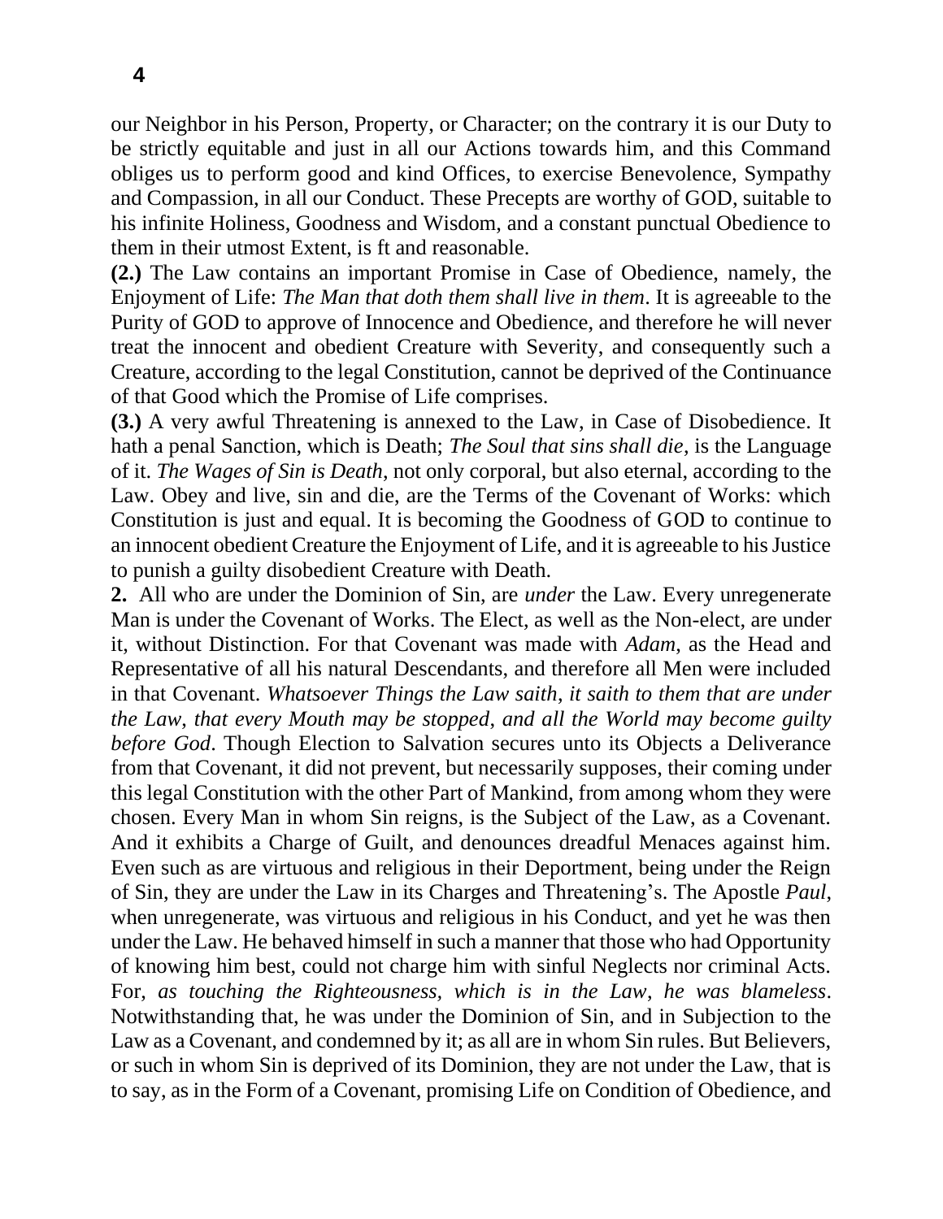our Neighbor in his Person, Property, or Character; on the contrary it is our Duty to be strictly equitable and just in all our Actions towards him, and this Command obliges us to perform good and kind Offices, to exercise Benevolence, Sympathy and Compassion, in all our Conduct. These Precepts are worthy of GOD, suitable to his infinite Holiness, Goodness and Wisdom, and a constant punctual Obedience to them in their utmost Extent, is ft and reasonable.

**(2.)** The Law contains an important Promise in Case of Obedience, namely, the Enjoyment of Life: *The Man that doth them shall live in them*. It is agreeable to the Purity of GOD to approve of Innocence and Obedience, and therefore he will never treat the innocent and obedient Creature with Severity, and consequently such a Creature, according to the legal Constitution, cannot be deprived of the Continuance of that Good which the Promise of Life comprises.

**(3.)** A very awful Threatening is annexed to the Law, in Case of Disobedience. It hath a penal Sanction, which is Death; *The Soul that sins shall die*, is the Language of it. *The Wages of Sin is Death*, not only corporal, but also eternal, according to the Law. Obey and live, sin and die, are the Terms of the Covenant of Works: which Constitution is just and equal. It is becoming the Goodness of GOD to continue to an innocent obedient Creature the Enjoyment of Life, and it is agreeable to his Justice to punish a guilty disobedient Creature with Death.

**2.** All who are under the Dominion of Sin, are *under* the Law. Every unregenerate Man is under the Covenant of Works. The Elect, as well as the Non-elect, are under it, without Distinction. For that Covenant was made with *Adam*, as the Head and Representative of all his natural Descendants, and therefore all Men were included in that Covenant. *Whatsoever Things the Law saith, it saith to them that are under the Law, that every Mouth may be stopped, and all the World may become guilty before God*. Though Election to Salvation secures unto its Objects a Deliverance from that Covenant, it did not prevent, but necessarily supposes, their coming under this legal Constitution with the other Part of Mankind, from among whom they were chosen. Every Man in whom Sin reigns, is the Subject of the Law, as a Covenant. And it exhibits a Charge of Guilt, and denounces dreadful Menaces against him. Even such as are virtuous and religious in their Deportment, being under the Reign of Sin, they are under the Law in its Charges and Threatening's. The Apostle *Paul*, when unregenerate, was virtuous and religious in his Conduct, and yet he was then under the Law. He behaved himself in such a manner that those who had Opportunity of knowing him best, could not charge him with sinful Neglects nor criminal Acts. For, *as touching the Righteousness, which is in the Law, he was blameless*. Notwithstanding that, he was under the Dominion of Sin, and in Subjection to the Law as a Covenant, and condemned by it; as all are in whom Sin rules. But Believers, or such in whom Sin is deprived of its Dominion, they are not under the Law, that is to say, as in the Form of a Covenant, promising Life on Condition of Obedience, and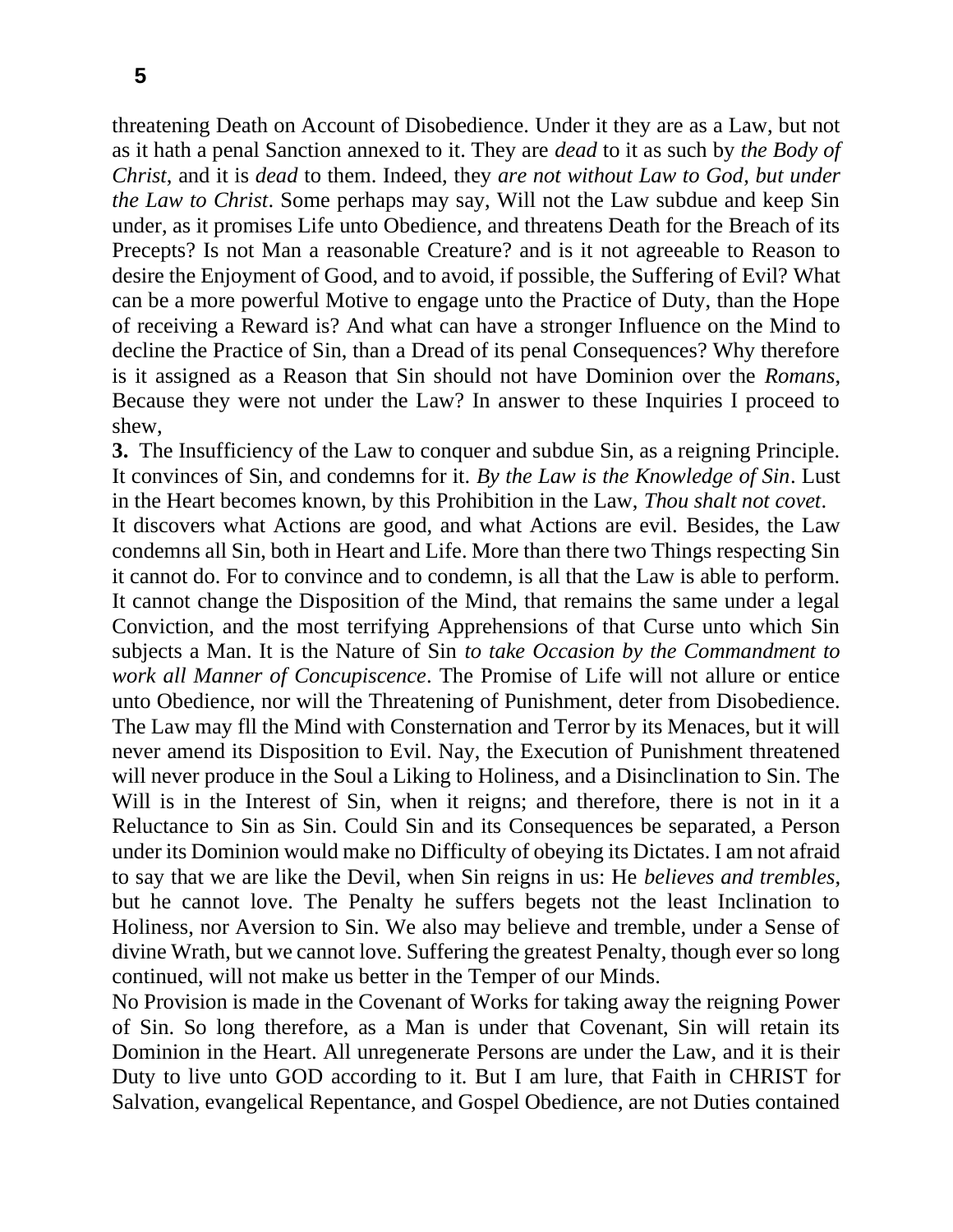threatening Death on Account of Disobedience. Under it they are as a Law, but not as it hath a penal Sanction annexed to it. They are *dead* to it as such by *the Body of Christ*, and it is *dead* to them. Indeed, they *are not without Law to God*, *but under the Law to Christ*. Some perhaps may say, Will not the Law subdue and keep Sin under, as it promises Life unto Obedience, and threatens Death for the Breach of its Precepts? Is not Man a reasonable Creature? and is it not agreeable to Reason to desire the Enjoyment of Good, and to avoid, if possible, the Suffering of Evil? What can be a more powerful Motive to engage unto the Practice of Duty, than the Hope of receiving a Reward is? And what can have a stronger Influence on the Mind to decline the Practice of Sin, than a Dread of its penal Consequences? Why therefore is it assigned as a Reason that Sin should not have Dominion over the *Romans*, Because they were not under the Law? In answer to these Inquiries I proceed to shew,

**3.** The Insufficiency of the Law to conquer and subdue Sin, as a reigning Principle. It convinces of Sin, and condemns for it. *By the Law is the Knowledge of Sin*. Lust in the Heart becomes known, by this Prohibition in the Law, *Thou shalt not covet*.

It discovers what Actions are good, and what Actions are evil. Besides, the Law condemns all Sin, both in Heart and Life. More than there two Things respecting Sin it cannot do. For to convince and to condemn, is all that the Law is able to perform. It cannot change the Disposition of the Mind, that remains the same under a legal Conviction, and the most terrifying Apprehensions of that Curse unto which Sin subjects a Man. It is the Nature of Sin *to take Occasion by the Commandment to work all Manner of Concupiscence*. The Promise of Life will not allure or entice unto Obedience, nor will the Threatening of Punishment, deter from Disobedience. The Law may fll the Mind with Consternation and Terror by its Menaces, but it will never amend its Disposition to Evil. Nay, the Execution of Punishment threatened will never produce in the Soul a Liking to Holiness, and a Disinclination to Sin. The Will is in the Interest of Sin, when it reigns; and therefore, there is not in it a Reluctance to Sin as Sin. Could Sin and its Consequences be separated, a Person under its Dominion would make no Difficulty of obeying its Dictates. I am not afraid to say that we are like the Devil, when Sin reigns in us: He *believes and trembles*, but he cannot love. The Penalty he suffers begets not the least Inclination to Holiness, nor Aversion to Sin. We also may believe and tremble, under a Sense of divine Wrath, but we cannot love. Suffering the greatest Penalty, though ever so long continued, will not make us better in the Temper of our Minds.

No Provision is made in the Covenant of Works for taking away the reigning Power of Sin. So long therefore, as a Man is under that Covenant, Sin will retain its Dominion in the Heart. All unregenerate Persons are under the Law, and it is their Duty to live unto GOD according to it. But I am lure, that Faith in CHRIST for Salvation, evangelical Repentance, and Gospel Obedience, are not Duties contained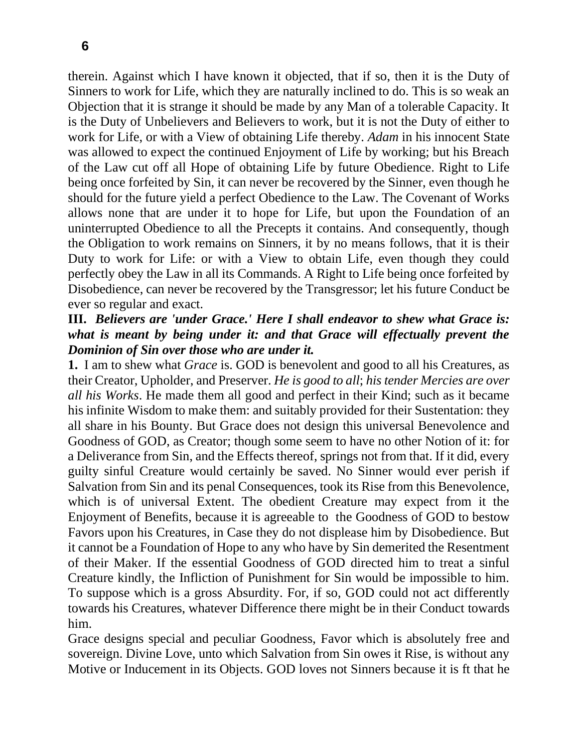therein. Against which I have known it objected, that if so, then it is the Duty of Sinners to work for Life, which they are naturally inclined to do. This is so weak an Objection that it is strange it should be made by any Man of a tolerable Capacity. It is the Duty of Unbelievers and Believers to work, but it is not the Duty of either to work for Life, or with a View of obtaining Life thereby. *Adam* in his innocent State was allowed to expect the continued Enjoyment of Life by working; but his Breach of the Law cut off all Hope of obtaining Life by future Obedience. Right to Life being once forfeited by Sin, it can never be recovered by the Sinner, even though he should for the future yield a perfect Obedience to the Law. The Covenant of Works allows none that are under it to hope for Life, but upon the Foundation of an uninterrupted Obedience to all the Precepts it contains. And consequently, though the Obligation to work remains on Sinners, it by no means follows, that it is their Duty to work for Life: or with a View to obtain Life, even though they could perfectly obey the Law in all its Commands. A Right to Life being once forfeited by Disobedience, can never be recovered by the Transgressor; let his future Conduct be ever so regular and exact.

**III.** ***Believers are 'under Grace.' Here I shall endeavor to shew what Grace is: what is meant by being under it: and that Grace will effectually prevent the Dominion of Sin over those who are under it.***

**1.** I am to shew what *Grace* is. GOD is benevolent and good to all his Creatures, as their Creator, Upholder, and Preserver. *He is good to all*; *his tender Mercies are over all his Works*. He made them all good and perfect in their Kind; such as it became his infinite Wisdom to make them: and suitably provided for their Sustentation: they all share in his Bounty. But Grace does not design this universal Benevolence and Goodness of GOD, as Creator; though some seem to have no other Notion of it: for a Deliverance from Sin, and the Effects thereof, springs not from that. If it did, every guilty sinful Creature would certainly be saved. No Sinner would ever perish if Salvation from Sin and its penal Consequences, took its Rise from this Benevolence, which is of universal Extent. The obedient Creature may expect from it the Enjoyment of Benefits, because it is agreeable to the Goodness of GOD to bestow Favors upon his Creatures, in Case they do not displease him by Disobedience. But it cannot be a Foundation of Hope to any who have by Sin demerited the Resentment of their Maker. If the essential Goodness of GOD directed him to treat a sinful Creature kindly, the Infliction of Punishment for Sin would be impossible to him. To suppose which is a gross Absurdity. For, if so, GOD could not act differently towards his Creatures, whatever Difference there might be in their Conduct towards him.

Grace designs special and peculiar Goodness, Favor which is absolutely free and sovereign. Divine Love, unto which Salvation from Sin owes it Rise, is without any Motive or Inducement in its Objects. GOD loves not Sinners because it is ft that he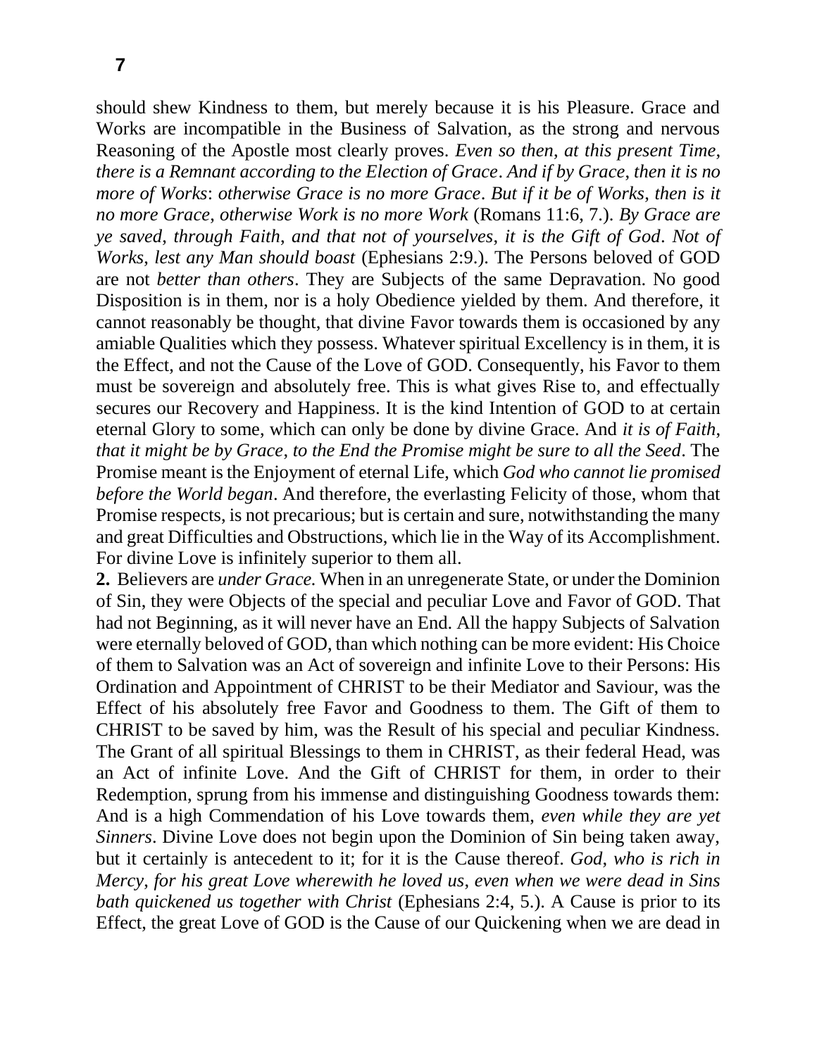should shew Kindness to them, but merely because it is his Pleasure. Grace and Works are incompatible in the Business of Salvation, as the strong and nervous Reasoning of the Apostle most clearly proves. *Even so then, at this present Time, there is a Remnant according to the Election of Grace. And if by Grace, then it is no more of Works: otherwise Grace is no more Grace. But if it be of Works, then is it no more Grace, otherwise Work is no more Work* (Romans 11:6, 7.). *By Grace are ye saved, through Faith, and that not of yourselves, it is the Gift of God. Not of Works, lest any Man should boast* (Ephesians 2:9.). The Persons beloved of GOD are not *better than others*. They are Subjects of the same Depravation. No good Disposition is in them, nor is a holy Obedience yielded by them. And therefore, it cannot reasonably be thought, that divine Favor towards them is occasioned by any amiable Qualities which they possess. Whatever spiritual Excellency is in them, it is the Effect, and not the Cause of the Love of GOD. Consequently, his Favor to them must be sovereign and absolutely free. This is what gives Rise to, and effectually secures our Recovery and Happiness. It is the kind Intention of GOD to at certain eternal Glory to some, which can only be done by divine Grace. And *it is of Faith, that it might be by Grace, to the End the Promise might be sure to all the Seed*. The Promise meant is the Enjoyment of eternal Life, which *God who cannot lie promised before the World began*. And therefore, the everlasting Felicity of those, whom that Promise respects, is not precarious; but is certain and sure, notwithstanding the many and great Difficulties and Obstructions, which lie in the Way of its Accomplishment. For divine Love is infinitely superior to them all.

**2.** Believers are *under Grace.* When in an unregenerate State, or under the Dominion of Sin, they were Objects of the special and peculiar Love and Favor of GOD. That had not Beginning, as it will never have an End. All the happy Subjects of Salvation were eternally beloved of GOD, than which nothing can be more evident: His Choice of them to Salvation was an Act of sovereign and infinite Love to their Persons: His Ordination and Appointment of CHRIST to be their Mediator and Saviour, was the Effect of his absolutely free Favor and Goodness to them. The Gift of them to CHRIST to be saved by him, was the Result of his special and peculiar Kindness. The Grant of all spiritual Blessings to them in CHRIST, as their federal Head, was an Act of infinite Love. And the Gift of CHRIST for them, in order to their Redemption, sprung from his immense and distinguishing Goodness towards them: And is a high Commendation of his Love towards them, *even while they are yet Sinners*. Divine Love does not begin upon the Dominion of Sin being taken away, but it certainly is antecedent to it; for it is the Cause thereof. *God, who is rich in Mercy, for his great Love wherewith he loved us, even when we were dead in Sins hath quickened us together with Christ* (Ephesians 2:4, 5.). A Cause is prior to its Effect, the great Love of GOD is the Cause of our Quickening when we are dead in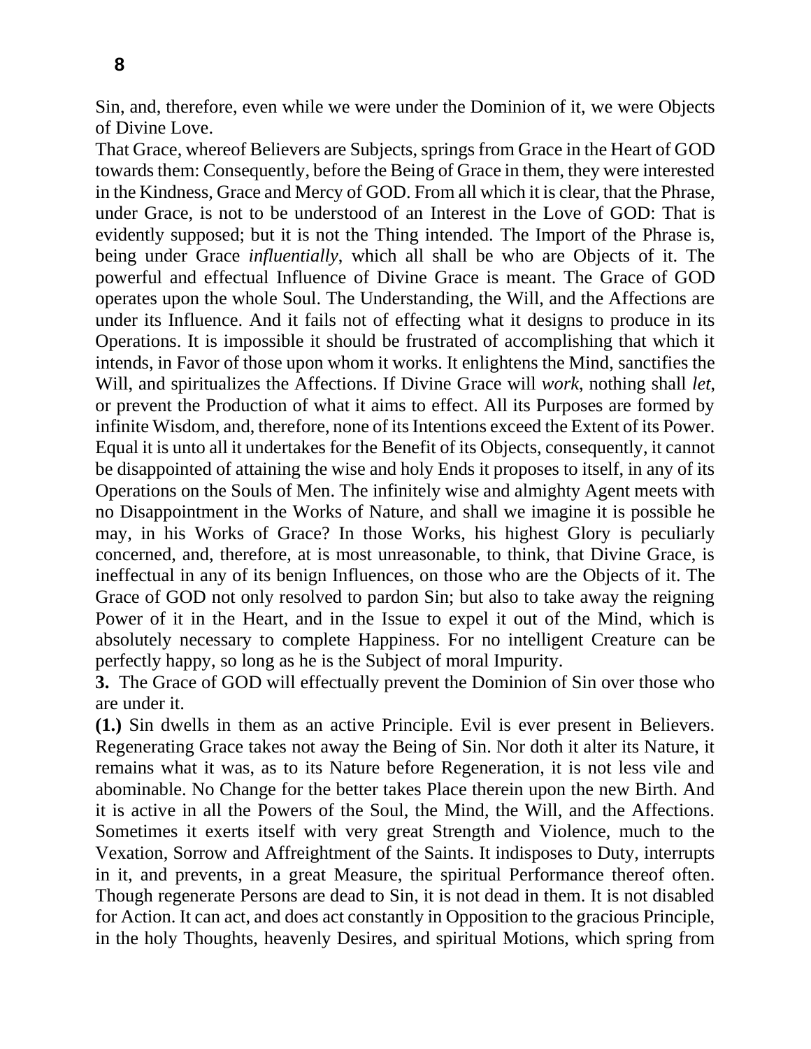Sin, and, therefore, even while we were under the Dominion of it, we were Objects of Divine Love.

That Grace, whereof Believers are Subjects, springs from Grace in the Heart of GOD towards them: Consequently, before the Being of Grace in them, they were interested in the Kindness, Grace and Mercy of GOD. From all which it is clear, that the Phrase, under Grace, is not to be understood of an Interest in the Love of GOD: That is evidently supposed; but it is not the Thing intended. The Import of the Phrase is, being under Grace *influentially*, which all shall be who are Objects of it. The powerful and effectual Influence of Divine Grace is meant. The Grace of GOD operates upon the whole Soul. The Understanding, the Will, and the Affections are under its Influence. And it fails not of effecting what it designs to produce in its Operations. It is impossible it should be frustrated of accomplishing that which it intends, in Favor of those upon whom it works. It enlightens the Mind, sanctifies the Will, and spiritualizes the Affections. If Divine Grace will *work*, nothing shall *let*, or prevent the Production of what it aims to effect. All its Purposes are formed by infinite Wisdom, and, therefore, none of its Intentions exceed the Extent of its Power. Equal it is unto all it undertakes for the Benefit of its Objects, consequently, it cannot be disappointed of attaining the wise and holy Ends it proposes to itself, in any of its Operations on the Souls of Men. The infinitely wise and almighty Agent meets with no Disappointment in the Works of Nature, and shall we imagine it is possible he may, in his Works of Grace? In those Works, his highest Glory is peculiarly concerned, and, therefore, at is most unreasonable, to think, that Divine Grace, is ineffectual in any of its benign Influences, on those who are the Objects of it. The Grace of GOD not only resolved to pardon Sin; but also to take away the reigning Power of it in the Heart, and in the Issue to expel it out of the Mind, which is absolutely necessary to complete Happiness. For no intelligent Creature can be perfectly happy, so long as he is the Subject of moral Impurity.

**3.** The Grace of GOD will effectually prevent the Dominion of Sin over those who are under it.

**(1.)** Sin dwells in them as an active Principle. Evil is ever present in Believers. Regenerating Grace takes not away the Being of Sin. Nor doth it alter its Nature, it remains what it was, as to its Nature before Regeneration, it is not less vile and abominable. No Change for the better takes Place therein upon the new Birth. And it is active in all the Powers of the Soul, the Mind, the Will, and the Affections. Sometimes it exerts itself with very great Strength and Violence, much to the Vexation, Sorrow and Affreightment of the Saints. It indisposes to Duty, interrupts in it, and prevents, in a great Measure, the spiritual Performance thereof often. Though regenerate Persons are dead to Sin, it is not dead in them. It is not disabled for Action. It can act, and does act constantly in Opposition to the gracious Principle, in the holy Thoughts, heavenly Desires, and spiritual Motions, which spring from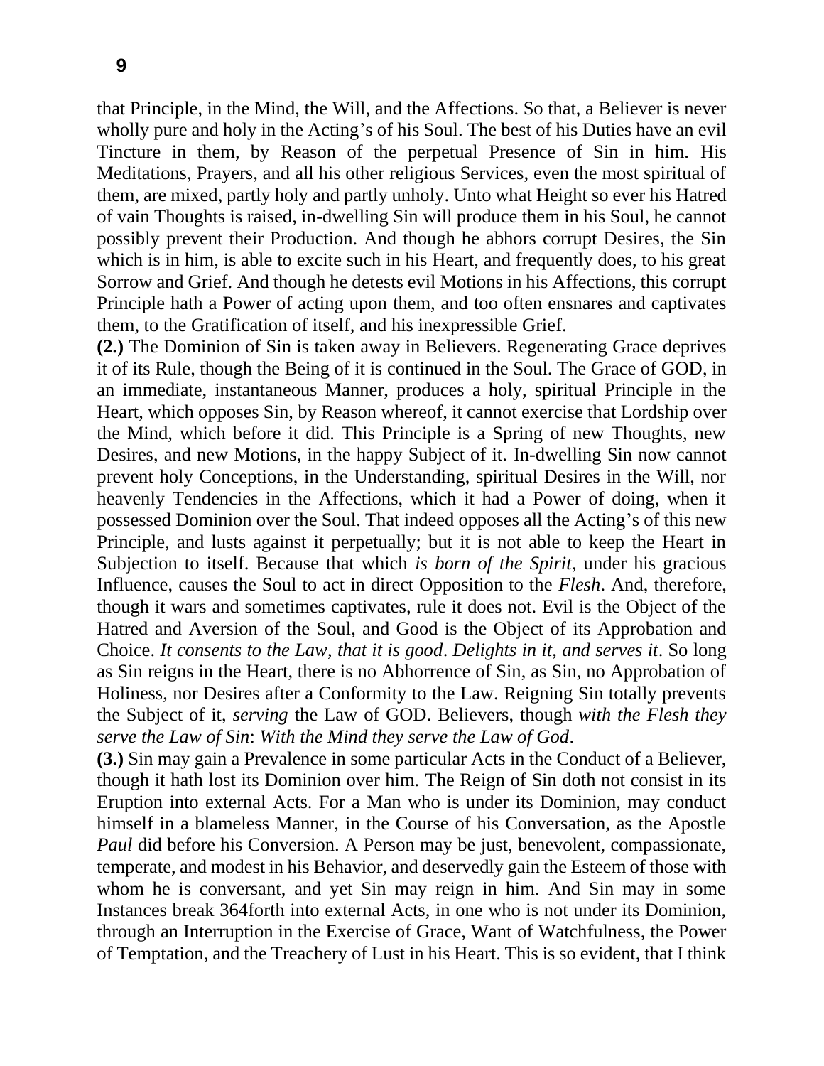that Principle, in the Mind, the Will, and the Affections. So that, a Believer is never wholly pure and holy in the Acting's of his Soul. The best of his Duties have an evil Tincture in them, by Reason of the perpetual Presence of Sin in him. His Meditations, Prayers, and all his other religious Services, even the most spiritual of them, are mixed, partly holy and partly unholy. Unto what Height so ever his Hatred of vain Thoughts is raised, in-dwelling Sin will produce them in his Soul, he cannot possibly prevent their Production. And though he abhors corrupt Desires, the Sin which is in him, is able to excite such in his Heart, and frequently does, to his great Sorrow and Grief. And though he detests evil Motions in his Affections, this corrupt Principle hath a Power of acting upon them, and too often ensnares and captivates them, to the Gratification of itself, and his inexpressible Grief.

**(2.)** The Dominion of Sin is taken away in Believers. Regenerating Grace deprives it of its Rule, though the Being of it is continued in the Soul. The Grace of GOD, in an immediate, instantaneous Manner, produces a holy, spiritual Principle in the Heart, which opposes Sin, by Reason whereof, it cannot exercise that Lordship over the Mind, which before it did. This Principle is a Spring of new Thoughts, new Desires, and new Motions, in the happy Subject of it. In-dwelling Sin now cannot prevent holy Conceptions, in the Understanding, spiritual Desires in the Will, nor heavenly Tendencies in the Affections, which it had a Power of doing, when it possessed Dominion over the Soul. That indeed opposes all the Acting's of this new Principle, and lusts against it perpetually; but it is not able to keep the Heart in Subjection to itself. Because that which *is born of the Spirit*, under his gracious Influence, causes the Soul to act in direct Opposition to the *Flesh*. And, therefore, though it wars and sometimes captivates, rule it does not. Evil is the Object of the Hatred and Aversion of the Soul, and Good is the Object of its Approbation and Choice. *It consents to the Law, that it is good*. *Delights in it, and serves it*. So long as Sin reigns in the Heart, there is no Abhorrence of Sin, as Sin, no Approbation of Holiness, nor Desires after a Conformity to the Law. Reigning Sin totally prevents the Subject of it, *serving* the Law of GOD. Believers, though *with the Flesh they serve the Law of Sin*: *With the Mind they serve the Law of God*.

**(3.)** Sin may gain a Prevalence in some particular Acts in the Conduct of a Believer, though it hath lost its Dominion over him. The Reign of Sin doth not consist in its Eruption into external Acts. For a Man who is under its Dominion, may conduct himself in a blameless Manner, in the Course of his Conversation, as the Apostle *Paul* did before his Conversion. A Person may be just, benevolent, compassionate, temperate, and modest in his Behavior, and deservedly gain the Esteem of those with whom he is conversant, and yet Sin may reign in him. And Sin may in some Instances break 364forth into external Acts, in one who is not under its Dominion, through an Interruption in the Exercise of Grace, Want of Watchfulness, the Power of Temptation, and the Treachery of Lust in his Heart. This is so evident, that I think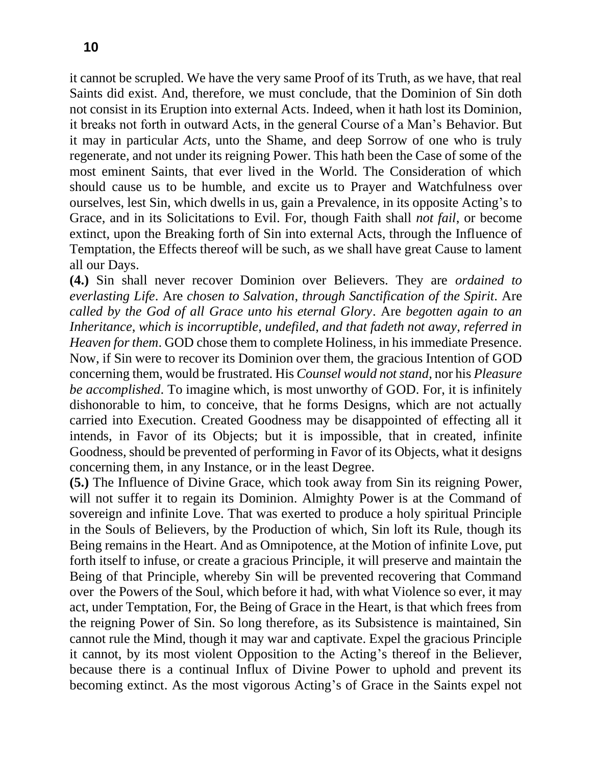it cannot be scrupled. We have the very same Proof of its Truth, as we have, that real Saints did exist. And, therefore, we must conclude, that the Dominion of Sin doth not consist in its Eruption into external Acts. Indeed, when it hath lost its Dominion, it breaks not forth in outward Acts, in the general Course of a Man's Behavior. But it may in particular *Acts*, unto the Shame, and deep Sorrow of one who is truly regenerate, and not under its reigning Power. This hath been the Case of some of the most eminent Saints, that ever lived in the World. The Consideration of which should cause us to be humble, and excite us to Prayer and Watchfulness over ourselves, lest Sin, which dwells in us, gain a Prevalence, in its opposite Acting's to Grace, and in its Solicitations to Evil. For, though Faith shall *not fail*, or become extinct, upon the Breaking forth of Sin into external Acts, through the Influence of Temptation, the Effects thereof will be such, as we shall have great Cause to lament all our Days.

**(4.)** Sin shall never recover Dominion over Believers. They are *ordained to everlasting Life*. Are *chosen to Salvation, through Sanctification of the Spirit*. Are *called by the God of all Grace unto his eternal Glory*. Are *begotten again to an Inheritance, which is incorruptible, undefiled, and that fadeth not away, referred in Heaven for them*. GOD chose them to complete Holiness, in his immediate Presence. Now, if Sin were to recover its Dominion over them, the gracious Intention of GOD concerning them, would be frustrated. His *Counsel would not stand*, nor his *Pleasure be accomplished*. To imagine which, is most unworthy of GOD. For, it is infinitely dishonorable to him, to conceive, that he forms Designs, which are not actually carried into Execution. Created Goodness may be disappointed of effecting all it intends, in Favor of its Objects; but it is impossible, that in created, infinite Goodness, should be prevented of performing in Favor of its Objects, what it designs concerning them, in any Instance, or in the least Degree.

**(5.)** The Influence of Divine Grace, which took away from Sin its reigning Power, will not suffer it to regain its Dominion. Almighty Power is at the Command of sovereign and infinite Love. That was exerted to produce a holy spiritual Principle in the Souls of Believers, by the Production of which, Sin loft its Rule, though its Being remains in the Heart. And as Omnipotence, at the Motion of infinite Love, put forth itself to infuse, or create a gracious Principle, it will preserve and maintain the Being of that Principle, whereby Sin will be prevented recovering that Command over the Powers of the Soul, which before it had, with what Violence so ever, it may act, under Temptation, For, the Being of Grace in the Heart, is that which frees from the reigning Power of Sin. So long therefore, as its Subsistence is maintained, Sin cannot rule the Mind, though it may war and captivate. Expel the gracious Principle it cannot, by its most violent Opposition to the Acting's thereof in the Believer, because there is a continual Influx of Divine Power to uphold and prevent its becoming extinct. As the most vigorous Acting's of Grace in the Saints expel not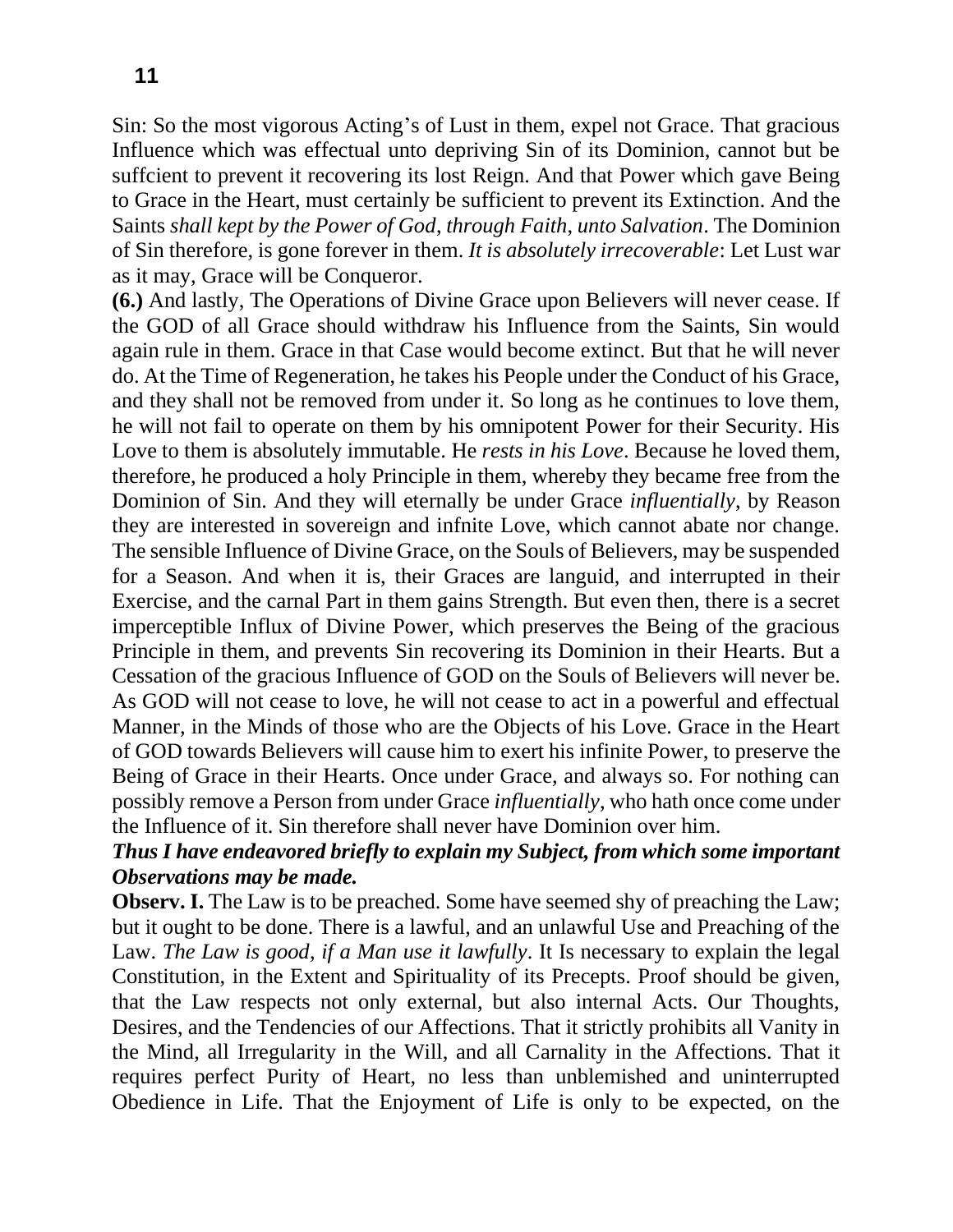Sin: So the most vigorous Acting's of Lust in them, expel not Grace. That gracious Influence which was effectual unto depriving Sin of its Dominion, cannot but be suffcient to prevent it recovering its lost Reign. And that Power which gave Being to Grace in the Heart, must certainly be sufficient to prevent its Extinction. And the Saints *shall kept by the Power of God, through Faith, unto Salvation*. The Dominion of Sin therefore, is gone forever in them. *It is absolutely irrecoverable*: Let Lust war as it may, Grace will be Conqueror.

**(6.)** And lastly, The Operations of Divine Grace upon Believers will never cease. If the GOD of all Grace should withdraw his Influence from the Saints, Sin would again rule in them. Grace in that Case would become extinct. But that he will never do. At the Time of Regeneration, he takes his People under the Conduct of his Grace, and they shall not be removed from under it. So long as he continues to love them, he will not fail to operate on them by his omnipotent Power for their Security. His Love to them is absolutely immutable. He *rests in his Love*. Because he loved them, therefore, he produced a holy Principle in them, whereby they became free from the Dominion of Sin. And they will eternally be under Grace *influentially*, by Reason they are interested in sovereign and infnite Love, which cannot abate nor change. The sensible Influence of Divine Grace, on the Souls of Believers, may be suspended for a Season. And when it is, their Graces are languid, and interrupted in their Exercise, and the carnal Part in them gains Strength. But even then, there is a secret imperceptible Influx of Divine Power, which preserves the Being of the gracious Principle in them, and prevents Sin recovering its Dominion in their Hearts. But a Cessation of the gracious Influence of GOD on the Souls of Believers will never be. As GOD will not cease to love, he will not cease to act in a powerful and effectual Manner, in the Minds of those who are the Objects of his Love. Grace in the Heart of GOD towards Believers will cause him to exert his infinite Power, to preserve the Being of Grace in their Hearts. Once under Grace, and always so. For nothing can possibly remove a Person from under Grace *influentially*, who hath once come under the Influence of it. Sin therefore shall never have Dominion over him.

***Thus I have endeavored briefly to explain my Subject, from which some important Observations may be made.***

**Observ. I.** The Law is to be preached. Some have seemed shy of preaching the Law; but it ought to be done. There is a lawful, and an unlawful Use and Preaching of the Law. *The Law is good, if a Man use it lawfully*. It Is necessary to explain the legal Constitution, in the Extent and Spirituality of its Precepts. Proof should be given, that the Law respects not only external, but also internal Acts. Our Thoughts, Desires, and the Tendencies of our Affections. That it strictly prohibits all Vanity in the Mind, all Irregularity in the Will, and all Carnality in the Affections. That it requires perfect Purity of Heart, no less than unblemished and uninterrupted Obedience in Life. That the Enjoyment of Life is only to be expected, on the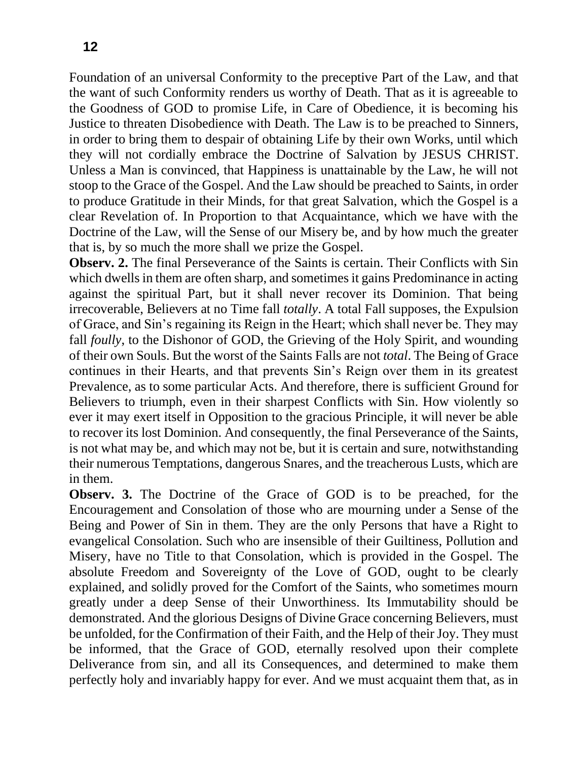Foundation of an universal Conformity to the preceptive Part of the Law, and that the want of such Conformity renders us worthy of Death. That as it is agreeable to the Goodness of GOD to promise Life, in Care of Obedience, it is becoming his Justice to threaten Disobedience with Death. The Law is to be preached to Sinners, in order to bring them to despair of obtaining Life by their own Works, until which they will not cordially embrace the Doctrine of Salvation by JESUS CHRIST. Unless a Man is convinced, that Happiness is unattainable by the Law, he will not stoop to the Grace of the Gospel. And the Law should be preached to Saints, in order to produce Gratitude in their Minds, for that great Salvation, which the Gospel is a clear Revelation of. In Proportion to that Acquaintance, which we have with the Doctrine of the Law, will the Sense of our Misery be, and by how much the greater that is, by so much the more shall we prize the Gospel.

**Observ. 2.** The final Perseverance of the Saints is certain. Their Conflicts with Sin which dwells in them are often sharp, and sometimes it gains Predominance in acting against the spiritual Part, but it shall never recover its Dominion. That being irrecoverable, Believers at no Time fall *totally*. A total Fall supposes, the Expulsion of Grace, and Sin's regaining its Reign in the Heart; which shall never be. They may fall *foully*, to the Dishonor of GOD, the Grieving of the Holy Spirit, and wounding of their own Souls. But the worst of the Saints Falls are not *total*. The Being of Grace continues in their Hearts, and that prevents Sin's Reign over them in its greatest Prevalence, as to some particular Acts. And therefore, there is sufficient Ground for Believers to triumph, even in their sharpest Conflicts with Sin. How violently so ever it may exert itself in Opposition to the gracious Principle, it will never be able to recover its lost Dominion. And consequently, the final Perseverance of the Saints, is not what may be, and which may not be, but it is certain and sure, notwithstanding their numerous Temptations, dangerous Snares, and the treacherous Lusts, which are in them.

**Observ. 3.** The Doctrine of the Grace of GOD is to be preached, for the Encouragement and Consolation of those who are mourning under a Sense of the Being and Power of Sin in them. They are the only Persons that have a Right to evangelical Consolation. Such who are insensible of their Guiltiness, Pollution and Misery, have no Title to that Consolation, which is provided in the Gospel. The absolute Freedom and Sovereignty of the Love of GOD, ought to be clearly explained, and solidly proved for the Comfort of the Saints, who sometimes mourn greatly under a deep Sense of their Unworthiness. Its Immutability should be demonstrated. And the glorious Designs of Divine Grace concerning Believers, must be unfolded, for the Confirmation of their Faith, and the Help of their Joy. They must be informed, that the Grace of GOD, eternally resolved upon their complete Deliverance from sin, and all its Consequences, and determined to make them perfectly holy and invariably happy for ever. And we must acquaint them that, as in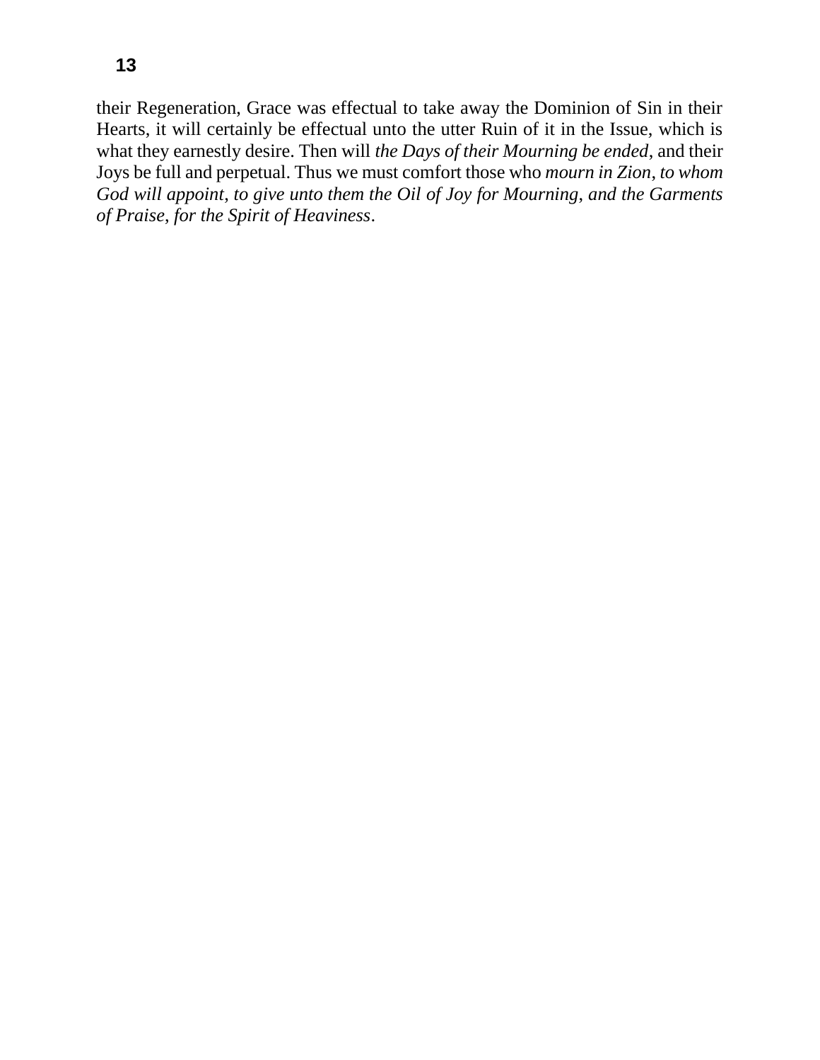their Regeneration, Grace was effectual to take away the Dominion of Sin in their Hearts, it will certainly be effectual unto the utter Ruin of it in the Issue, which is what they earnestly desire. Then will *the Days of their Mourning be ended*, and their Joys be full and perpetual. Thus we must comfort those who *mourn in Zion, to whom God will appoint, to give unto them the Oil of Joy for Mourning, and the Garments of Praise, for the Spirit of Heaviness*.